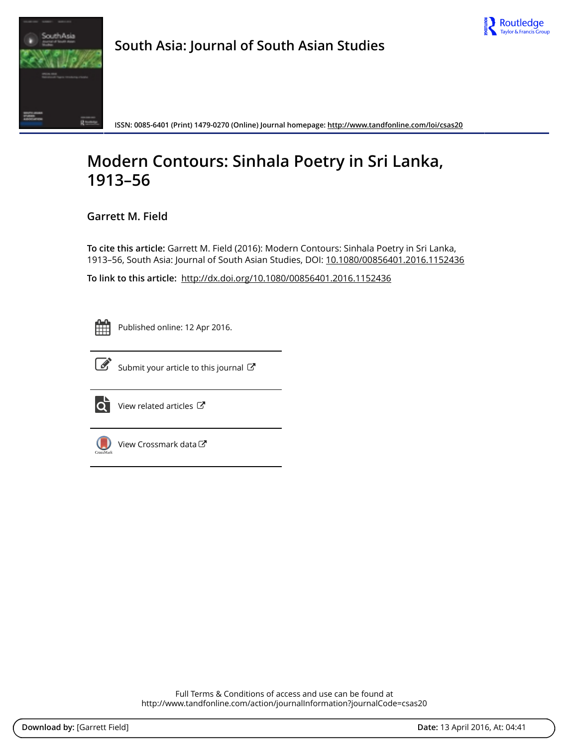South Asia: Journal of South Asian Studies

ISSN: 0085-6401 (Print) 1479-0270 (Online) Journal homepage: http://www.tandfonline.com/loi/csas20

# Modern Contours: Sinhala Poetry in Sri Lanka, 1913–56

## Garrett M. Field

**To cite this article:** Garrett M. Field (2016): Modern Contours: Sinhala Poetry in Sri Lanka, 1913–56, South Asia: Journal of South Asian Studies, DOI: 10.1080/00856401.2016.1152436

**To link to this article:** http://dx.doi.org/10.1080/00856401.2016.1152436

Published online: 12 Apr 2016.

Submit your article to this journal

View related articles

View Crossmark data

Full Terms & Conditions of access and use can be found at http://www.tandfonline.com/action/journalInformation?journalCode=csas20

**Download by:** [Garrett Field] **Date:** 13 April 2016, At: 04:41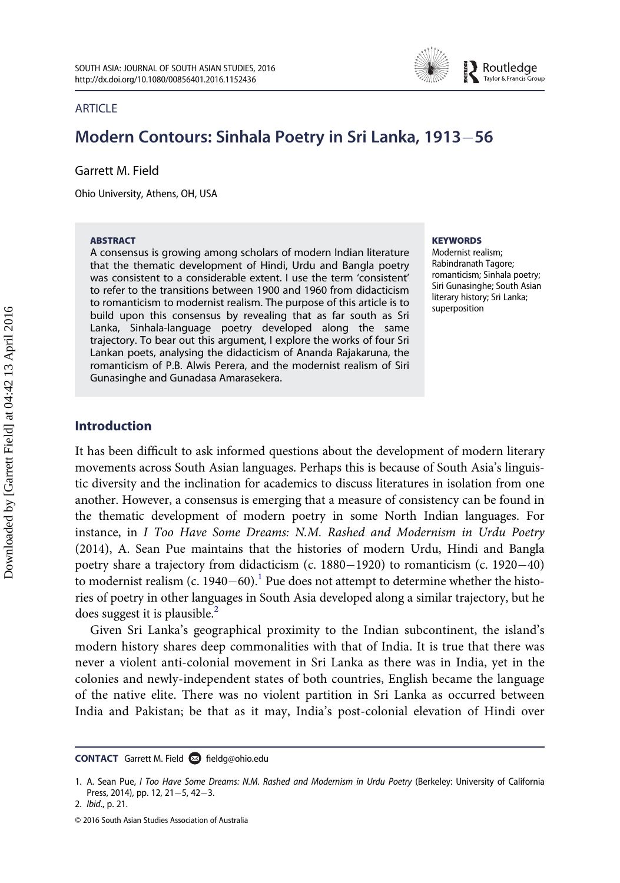## ARTICLE

# Modern Contours: Sinhala Poetry in Sri Lanka, 1913−56

Garrett M. Field

Ohio University, Athens, OH, USA

**ABSTRACT**

A consensus is growing among scholars of modern Indian literature that the thematic development of Hindi, Urdu and Bangla poetry was consistent to a considerable extent. I use the term 'consistent' to refer to the transitions between 1900 and 1960 from didacticism to romanticism to modernist realism. The purpose of this article is to build upon this consensus by revealing that as far south as Sri Lanka, Sinhala-language poetry developed along the same trajectory. To bear out this argument, I explore the works of four Sri Lankan poets, analysing the didacticism of Ananda Rajakaruna, the romanticism of P.B. Alwis Perera, and the modernist realism of Siri Gunasinghe and Gunadasa Amarasekera.

**KEYWORDS**

Modernist realism; Rabindranath Tagore; romanticism; Sinhala poetry; Siri Gunasinghe; South Asian literary history; Sri Lanka; superposition

## Introduction

It has been difficult to ask informed questions about the development of modern literary movements across South Asian languages. Perhaps this is because of South Asia's linguistic diversity and the inclination for academics to discuss literatures in isolation from one another. However, a consensus is emerging that a measure of consistency can be found in the thematic development of modern poetry in some North Indian languages. For instance, in *I Too Have Some Dreams: N.M. Rashed and Modernism in Urdu Poetry* (2014), A. Sean Pue maintains that the histories of modern Urdu, Hindi and Bangla poetry share a trajectory from didacticism (c. 1880−1920) to romanticism (c. 1920−40) to modernist realism (c. 1940−60).[1] Pue does not attempt to determine whether the histories of poetry in other languages in South Asia developed along a similar trajectory, but he does suggest it is plausible.[2]

Given Sri Lanka's geographical proximity to the Indian subcontinent, the island's modern history shares deep commonalities with that of India. It is true that there was never a violent anti-colonial movement in Sri Lanka as there was in India, yet in the colonies and newly-independent states of both countries, English became the language of the native elite. There was no violent partition in Sri Lanka as occurred between India and Pakistan; be that as it may, India's post-colonial elevation of Hindi over

**CONTACT** Garrett M. Field fieldg@ohio.edu

1. A. Sean Pue, *I Too Have Some Dreams: N.M. Rashed and Modernism in Urdu Poetry* (Berkeley: University of California Press, 2014), pp. 12, 21−5, 42−3.
2. *Ibid.*, p. 21.

© 2016 South Asian Studies Association of Australia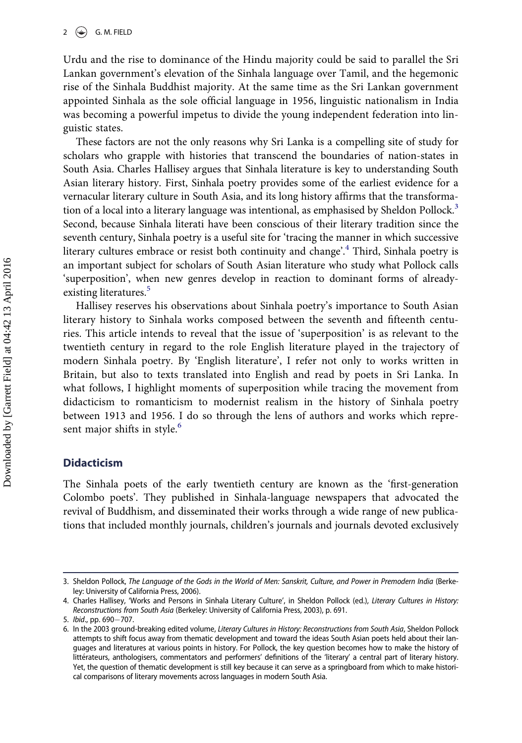Urdu and the rise to dominance of the Hindu majority could be said to parallel the Sri Lankan government's elevation of the Sinhala language over Tamil, and the hegemonic rise of the Sinhala Buddhist majority. At the same time as the Sri Lankan government appointed Sinhala as the sole official language in 1956, linguistic nationalism in India was becoming a powerful impetus to divide the young independent federation into linguistic states.

These factors are not the only reasons why Sri Lanka is a compelling site of study for scholars who grapple with histories that transcend the boundaries of nation-states in South Asia. Charles Hallisey argues that Sinhala literature is key to understanding South Asian literary history. First, Sinhala poetry provides some of the earliest evidence for a vernacular literary culture in South Asia, and its long history affirms that the transformation of a local into a literary language was intentional, as emphasised by Sheldon Pollock.[3] Second, because Sinhala literati have been conscious of their literary tradition since the seventh century, Sinhala poetry is a useful site for 'tracing the manner in which successive literary cultures embrace or resist both continuity and change'.[4] Third, Sinhala poetry is an important subject for scholars of South Asian literature who study what Pollock calls 'superposition', when new genres develop in reaction to dominant forms of already-existing literatures.[5]

Hallisey reserves his observations about Sinhala poetry's importance to South Asian literary history to Sinhala works composed between the seventh and fifteenth centuries. This article intends to reveal that the issue of 'superposition' is as relevant to the twentieth century in regard to the role English literature played in the trajectory of modern Sinhala poetry. By 'English literature', I refer not only to works written in Britain, but also to texts translated into English and read by poets in Sri Lanka. In what follows, I highlight moments of superposition while tracing the movement from didacticism to romanticism to modernist realism in the history of Sinhala poetry between 1913 and 1956. I do so through the lens of authors and works which represent major shifts in style.[6]

## Didacticism

The Sinhala poets of the early twentieth century are known as the 'first-generation Colombo poets'. They published in Sinhala-language newspapers that advocated the revival of Buddhism, and disseminated their works through a wide range of new publications that included monthly journals, children's journals and journals devoted exclusively

---

3. Sheldon Pollock, *The Language of the Gods in the World of Men: Sanskrit, Culture, and Power in Premodern India* (Berkeley: University of California Press, 2006).
4. Charles Hallisey, 'Works and Persons in Sinhala Literary Culture', in Sheldon Pollock (ed.), *Literary Cultures in History: Reconstructions from South Asia* (Berkeley: University of California Press, 2003), p. 691.
5. *Ibid*., pp. 690−707.
6. In the 2003 ground-breaking edited volume, *Literary Cultures in History: Reconstructions from South Asia*, Sheldon Pollock attempts to shift focus away from thematic development and toward the ideas South Asian poets held about their languages and literatures at various points in history. For Pollock, the key question becomes how to make the history of littérateurs, anthologisers, commentators and performers' definitions of the 'literary' a central part of literary history. Yet, the question of thematic development is still key because it can serve as a springboard from which to make historical comparisons of literary movements across languages in modern South Asia.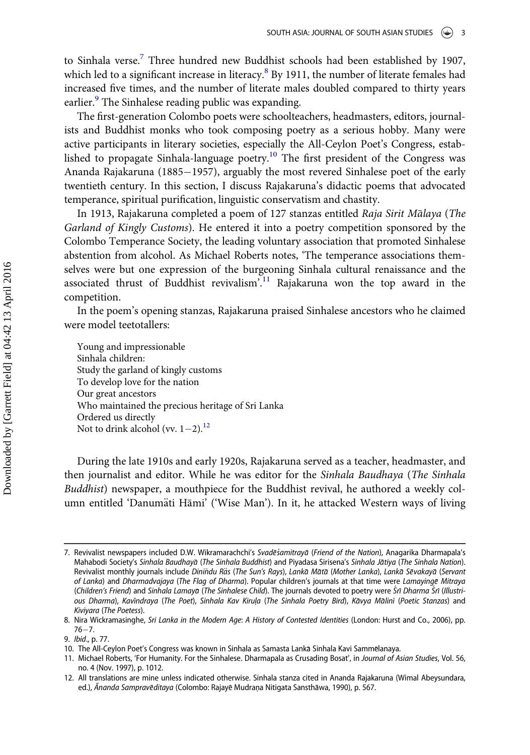to Sinhala verse.[7] Three hundred new Buddhist schools had been established by 1907, which led to a significant increase in literacy.[8] By 1911, the number of literate females had increased five times, and the number of literate males doubled compared to thirty years earlier.[9] The Sinhalese reading public was expanding.

The first-generation Colombo poets were schoolteachers, headmasters, editors, journalists and Buddhist monks who took composing poetry as a serious hobby. Many were active participants in literary societies, especially the All-Ceylon Poet's Congress, established to propagate Sinhala-language poetry.[10] The first president of the Congress was Ananda Rajakaruna (1885−1957), arguably the most revered Sinhalese poet of the early twentieth century. In this section, I discuss Rajakaruna's didactic poems that advocated temperance, spiritual purification, linguistic conservatism and chastity.

In 1913, Rajakaruna completed a poem of 127 stanzas entitled *Raja Sirit Mālaya* (*The Garland of Kingly Customs*). He entered it into a poetry competition sponsored by the Colombo Temperance Society, the leading voluntary association that promoted Sinhalese abstention from alcohol. As Michael Roberts notes, 'The temperance associations themselves were but one expression of the burgeoning Sinhala cultural renaissance and the associated thrust of Buddhist revivalism'.[11] Rajakaruna won the top award in the competition.

In the poem's opening stanzas, Rajakaruna praised Sinhalese ancestors who he claimed were model teetotallers:

> Young and impressionable
> Sinhala children:
> Study the garland of kingly customs
> To develop love for the nation
> Our great ancestors
> Who maintained the precious heritage of Sri Lanka
> Ordered us directly
> Not to drink alcohol (vv. 1−2).[12]

During the late 1910s and early 1920s, Rajakaruna served as a teacher, headmaster, and then journalist and editor. While he was editor for the *Sinhala Baudhaya* (*The Sinhala Buddhist*) newspaper, a mouthpiece for the Buddhist revival, he authored a weekly column entitled 'Danumäti Hāmi' ('Wise Man'). In it, he attacked Western ways of living

---

7. Revivalist newspapers included D.W. Wikramarachchi's *Svadēśamitrayā* (*Friend of the Nation*), Anagarika Dharmapala's Mahabodi Society's *Sinhala Baudhayā* (*The Sinhala Buddhist*) and Piyadasa Sirisena's *Sinhala Jātiya* (*The Sinhala Nation*). Revivalist monthly journals include *Diniňdu Räs* (*The Sun's Rays*), *Lankā Mātā* (*Mother Lanka*), *Lankā Sēvakayā* (*Servant of Lanka*) and *Dharmadvajaya* (*The Flag of Dharma*). Popular children's journals at that time were *Lamayingē Mitraya* (*Children's Friend*) and *Sinhala Lamayā* (*The Sinhalese Child*). The journals devoted to poetry were *Śrī Dharma Śrī* (*Illustrious Dharma*), *Kavīndraya* (*The Poet*), *Sinhala Kav Kiruḷa* (*The Sinhala Poetry Bird*), *Kāvya Mālinī* (*Poetic Stanzas*) and *Kiviyara* (*The Poetess*).
8. Nira Wickramasinghe, *Sri Lanka in the Modern Age*: *A History of Contested Identities* (London: Hurst and Co., 2006), pp. 76−7.
9. *Ibid*., p. 77.
10. The All-Ceylon Poet's Congress was known in Sinhala as Samasta Lankā Sinhala Kavi Sammēlanaya.
11. Michael Roberts, 'For Humanity. For the Sinhalese. Dharmapala as Crusading Bosat', in *Journal of Asian Studies*, Vol. 56, no. 4 (Nov. 1997), p. 1012.
12. All translations are mine unless indicated otherwise. Sinhala stanza cited in Ananda Rajakaruna (Wimal Abeysundara, ed.), *Ānanda Sampravēditaya* (Colombo: Rajayē Mudraṇa Nitigata Sansthāwa, 1990), p. 567.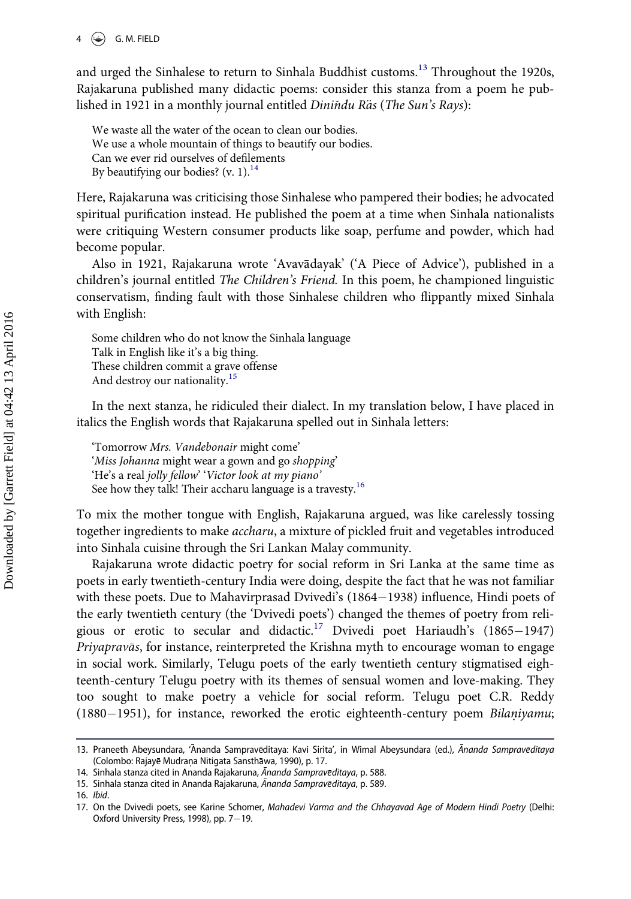and urged the Sinhalese to return to Sinhala Buddhist customs.[13] Throughout the 1920s, Rajakaruna published many didactic poems: consider this stanza from a poem he published in 1921 in a monthly journal entitled *Diniňdu Räs* (*The Sun's Rays*):

> We waste all the water of the ocean to clean our bodies.
> We use a whole mountain of things to beautify our bodies.
> Can we ever rid ourselves of defilements
> By beautifying our bodies? (v. 1).[14]

Here, Rajakaruna was criticising those Sinhalese who pampered their bodies; he advocated spiritual purification instead. He published the poem at a time when Sinhala nationalists were critiquing Western consumer products like soap, perfume and powder, which had become popular.

Also in 1921, Rajakaruna wrote 'Avavādayak' ('A Piece of Advice'), published in a children's journal entitled *The Children's Friend*. In this poem, he championed linguistic conservatism, finding fault with those Sinhalese children who flippantly mixed Sinhala with English:

> Some children who do not know the Sinhala language
> Talk in English like it's a big thing.
> These children commit a grave offense
> And destroy our nationality.[15]

In the next stanza, he ridiculed their dialect. In my translation below, I have placed in italics the English words that Rajakaruna spelled out in Sinhala letters:

> 'Tomorrow *Mrs. Vandebonair* might come'
> '*Miss Johanna* might wear a gown and go *shopping*'
> 'He's a real *jolly fellow*' '*Victor look at my piano*'
> See how they talk! Their accharu language is a travesty.[16]

To mix the mother tongue with English, Rajakaruna argued, was like carelessly tossing together ingredients to make *accharu*, a mixture of pickled fruit and vegetables introduced into Sinhala cuisine through the Sri Lankan Malay community.

Rajakaruna wrote didactic poetry for social reform in Sri Lanka at the same time as poets in early twentieth-century India were doing, despite the fact that he was not familiar with these poets. Due to Mahavirprasad Dvivedi's (1864–1938) influence, Hindi poets of the early twentieth century (the 'Dvivedi poets') changed the themes of poetry from religious or erotic to secular and didactic.[17] Dvivedi poet Hariaudh's (1865–1947) *Priyapravās*, for instance, reinterpreted the Krishna myth to encourage woman to engage in social work. Similarly, Telugu poets of the early twentieth century stigmatised eighteenth-century Telugu poetry with its themes of sensual women and love-making. They too sought to make poetry a vehicle for social reform. Telugu poet C.R. Reddy (1880–1951), for instance, reworked the erotic eighteenth-century poem *Bilaṇiyamu*;

---

13. Praneeth Abeysundara, 'Ānanda Sampravēditaya: Kavi Sirita', in Wimal Abeysundara (ed.), *Ānanda Sampravēditaya* (Colombo: Rajayē Mudraṇa Nitigata Sansthāwa, 1990), p. 17.
14. Sinhala stanza cited in Ananda Rajakaruna, *Ānanda Sampravēditaya*, p. 588.
15. Sinhala stanza cited in Ananda Rajakaruna, *Ānanda Sampravēditaya*, p. 589.
16. *Ibid*.
17. On the Dvivedi poets, see Karine Schomer, *Mahadevi Varma and the Chhayavad Age of Modern Hindi Poetry* (Delhi: Oxford University Press, 1998), pp. 7–19.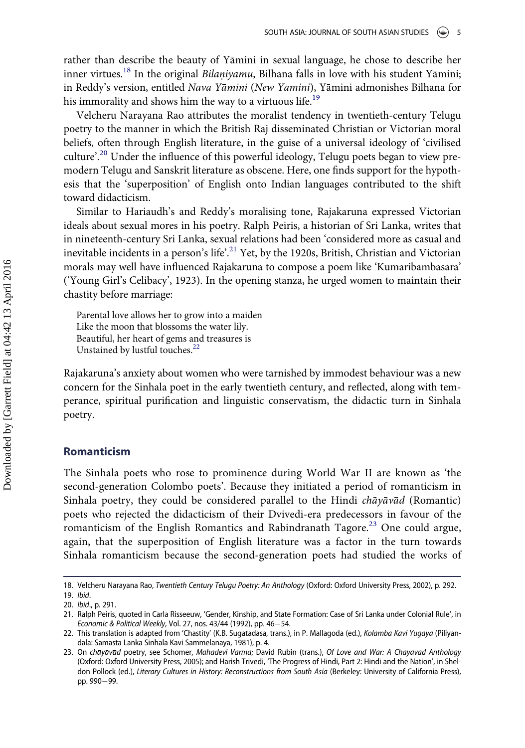rather than describe the beauty of Yāmini in sexual language, he chose to describe her inner virtues.[18] In the original *Bilaṇiyamu*, Bilhana falls in love with his student Yāmini; in Reddy's version, entitled *Nava Yāmini* (*New Yamini*), Yāmini admonishes Bilhana for his immorality and shows him the way to a virtuous life.[19]

Velcheru Narayana Rao attributes the moralist tendency in twentieth-century Telugu poetry to the manner in which the British Raj disseminated Christian or Victorian moral beliefs, often through English literature, in the guise of a universal ideology of 'civilised culture'.[20] Under the influence of this powerful ideology, Telugu poets began to view pre-modern Telugu and Sanskrit literature as obscene. Here, one finds support for the hypothesis that the 'superposition' of English onto Indian languages contributed to the shift toward didacticism.

Similar to Hariaudh's and Reddy's moralising tone, Rajakaruna expressed Victorian ideals about sexual mores in his poetry. Ralph Peiris, a historian of Sri Lanka, writes that in nineteenth-century Sri Lanka, sexual relations had been 'considered more as casual and inevitable incidents in a person's life'.[21] Yet, by the 1920s, British, Christian and Victorian morals may well have influenced Rajakaruna to compose a poem like 'Kumaribambasara' ('Young Girl's Celibacy', 1923). In the opening stanza, he urged women to maintain their chastity before marriage:

> Parental love allows her to grow into a maiden
> Like the moon that blossoms the water lily.
> Beautiful, her heart of gems and treasures is
> Unstained by lustful touches.[22]

Rajakaruna's anxiety about women who were tarnished by immodest behaviour was a new concern for the Sinhala poet in the early twentieth century, and reflected, along with temperance, spiritual purification and linguistic conservatism, the didactic turn in Sinhala poetry.

## Romanticism

The Sinhala poets who rose to prominence during World War II are known as 'the second-generation Colombo poets'. Because they initiated a period of romanticism in Sinhala poetry, they could be considered parallel to the Hindi *chāyāvād* (Romantic) poets who rejected the didacticism of their Dvivedi-era predecessors in favour of the romanticism of the English Romantics and Rabindranath Tagore.[23] One could argue, again, that the superposition of English literature was a factor in the turn towards Sinhala romanticism because the second-generation poets had studied the works of

---

18. Velcheru Narayana Rao, *Twentieth Century Telugu Poetry: An Anthology* (Oxford: Oxford University Press, 2002), p. 292.
19. *Ibid*.
20. *Ibid*., p. 291.
21. Ralph Peiris, quoted in Carla Risseeuw, 'Gender, Kinship, and State Formation: Case of Sri Lanka under Colonial Rule', in *Economic & Political Weekly*, Vol. 27, nos. 43/44 (1992), pp. 46–54.
22. This translation is adapted from 'Chastity' (K.B. Sugatadasa, trans.), in P. Mallagoda (ed.), *Kolamba Kavi Yugaya* (Piliyandala: Samasta Lanka Sinhala Kavi Sammelanaya, 1981), p. 4.
23. On *chāyāvād* poetry, see Schomer, *Mahadevi Varma*; David Rubin (trans.), *Of Love and War: A Chayavad Anthology* (Oxford: Oxford University Press, 2005); and Harish Trivedi, 'The Progress of Hindi, Part 2: Hindi and the Nation', in Sheldon Pollock (ed.), *Literary Cultures in History: Reconstructions from South Asia* (Berkeley: University of California Press), pp. 990–99.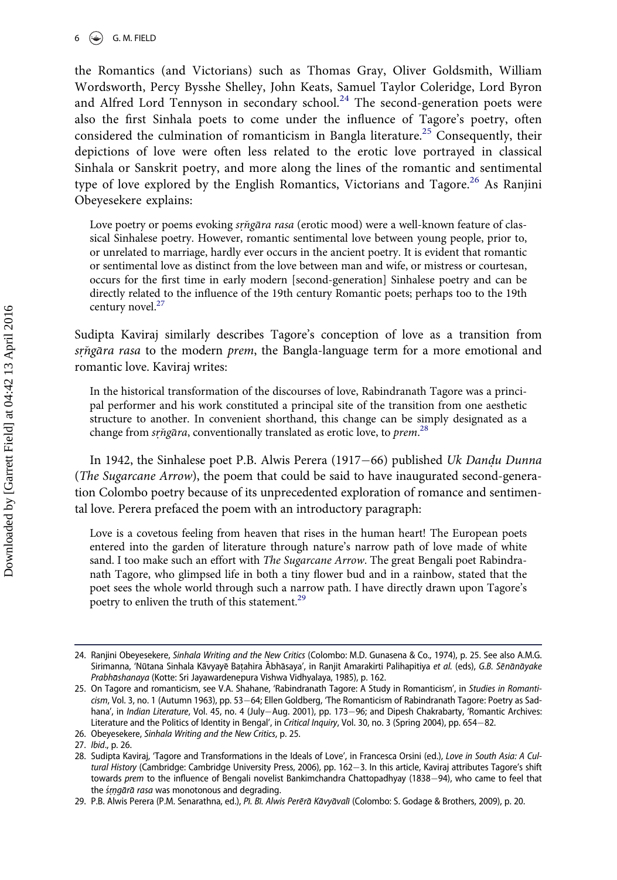the Romantics (and Victorians) such as Thomas Gray, Oliver Goldsmith, William Wordsworth, Percy Bysshe Shelley, John Keats, Samuel Taylor Coleridge, Lord Byron and Alfred Lord Tennyson in secondary school.[24] The second-generation poets were also the first Sinhala poets to come under the influence of Tagore's poetry, often considered the culmination of romanticism in Bangla literature.[25] Consequently, their depictions of love were often less related to the erotic love portrayed in classical Sinhala or Sanskrit poetry, and more along the lines of the romantic and sentimental type of love explored by the English Romantics, Victorians and Tagore.[26] As Ranjini Obeyesekere explains:

> Love poetry or poems evoking *sṛṅgāra rasa* (erotic mood) were a well-known feature of classical Sinhalese poetry. However, romantic sentimental love between young people, prior to, or unrelated to marriage, hardly ever occurs in the ancient poetry. It is evident that romantic or sentimental love as distinct from the love between man and wife, or mistress or courtesan, occurs for the first time in early modern [second-generation] Sinhalese poetry and can be directly related to the influence of the 19th century Romantic poets; perhaps too to the 19th century novel.[27]

Sudipta Kaviraj similarly describes Tagore's conception of love as a transition from *sṛṅgāra rasa* to the modern *prem*, the Bangla-language term for a more emotional and romantic love. Kaviraj writes:

> In the historical transformation of the discourses of love, Rabindranath Tagore was a principal performer and his work constituted a principal site of the transition from one aesthetic structure to another. In convenient shorthand, this change can be simply designated as a change from *sṛṅgāra*, conventionally translated as erotic love, to *prem*.[28]

In 1942, the Sinhalese poet P.B. Alwis Perera (1917–66) published *Uk Danḍu Dunna* (*The Sugarcane Arrow*), the poem that could be said to have inaugurated second-generation Colombo poetry because of its unprecedented exploration of romance and sentimental love. Perera prefaced the poem with an introductory paragraph:

> Love is a covetous feeling from heaven that rises in the human heart! The European poets entered into the garden of literature through nature's narrow path of love made of white sand. I too make such an effort with *The Sugarcane Arrow*. The great Bengali poet Rabindranath Tagore, who glimpsed life in both a tiny flower bud and in a rainbow, stated that the poet sees the whole world through such a narrow path. I have directly drawn upon Tagore's poetry to enliven the truth of this statement.[29]

---

24. Ranjini Obeyesekere, *Sinhala Writing and the New Critics* (Colombo: M.D. Gunasena & Co., 1974), p. 25. See also A.M.G. Sirimanna, 'Nūtana Sinhala Kāvyayē Baṭahira Ābhāsaya', in Ranjit Amarakirti Palihapitiya *et al.* (eds), *G.B. Sēnānāyake Prabhāshanaya* (Kotte: Sri Jayawardenepura Vishwa Vidhyalaya, 1985), p. 162.
25. On Tagore and romanticism, see V.A. Shahane, 'Rabindranath Tagore: A Study in Romanticism', in *Studies in Romanticism*, Vol. 3, no. 1 (Autumn 1963), pp. 53–64; Ellen Goldberg, 'The Romanticism of Rabindranath Tagore: Poetry as Sadhana', in *Indian Literature*, Vol. 45, no. 4 (July–Aug. 2001), pp. 173–96; and Dipesh Chakrabarty, 'Romantic Archives: Literature and the Politics of Identity in Bengal', in *Critical Inquiry*, Vol. 30, no. 3 (Spring 2004), pp. 654–82.
26. Obeyesekere, *Sinhala Writing and the New Critics*, p. 25.
27. *Ibid*., p. 26.
28. Sudipta Kaviraj, 'Tagore and Transformations in the Ideals of Love', in Francesca Orsini (ed.), *Love in South Asia: A Cultural History* (Cambridge: Cambridge University Press, 2006), pp. 162–3. In this article, Kaviraj attributes Tagore's shift towards *prem* to the influence of Bengali novelist Bankimchandra Chattopadhyay (1838–94), who came to feel that the *śṛṇgārā rasa* was monotonous and degrading.
29. P.B. Alwis Perera (P.M. Senarathna, ed.), *Pī. Bī. Alwis Perērā Kāvyāvalī* (Colombo: S. Godage & Brothers, 2009), p. 20.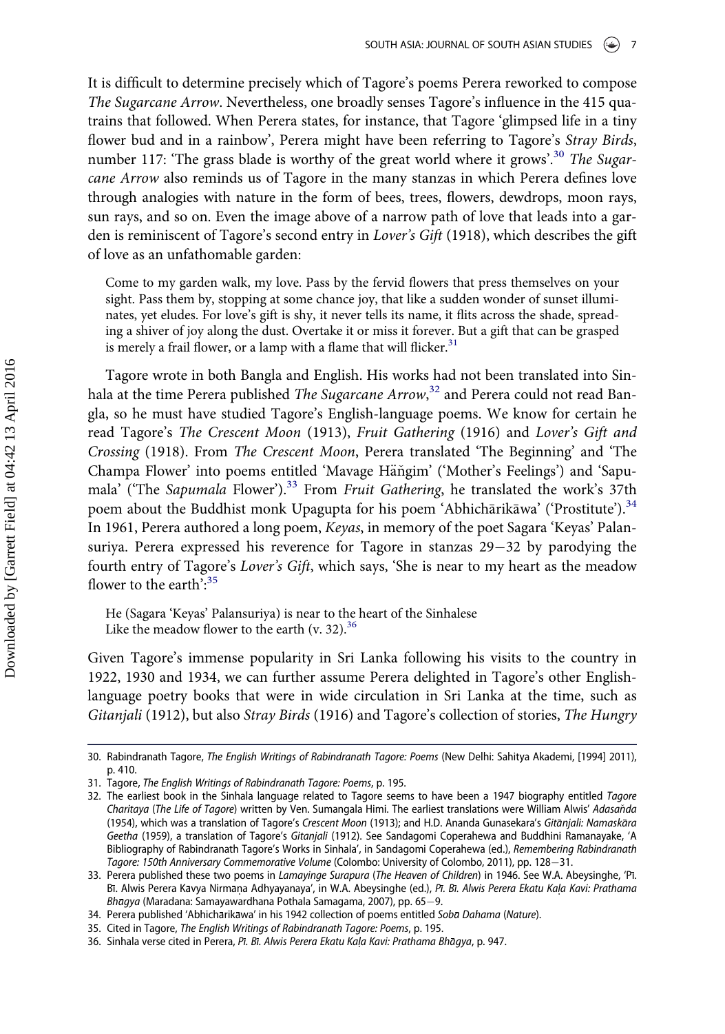It is difficult to determine precisely which of Tagore's poems Perera reworked to compose *The Sugarcane Arrow*. Nevertheless, one broadly senses Tagore's influence in the 415 quatrains that followed. When Perera states, for instance, that Tagore 'glimpsed life in a tiny flower bud and in a rainbow', Perera might have been referring to Tagore's *Stray Birds*, number 117: 'The grass blade is worthy of the great world where it grows'.[30] *The Sugarcane Arrow* also reminds us of Tagore in the many stanzas in which Perera defines love through analogies with nature in the form of bees, trees, flowers, dewdrops, moon rays, sun rays, and so on. Even the image above of a narrow path of love that leads into a garden is reminiscent of Tagore's second entry in *Lover's Gift* (1918), which describes the gift of love as an unfathomable garden:

> Come to my garden walk, my love. Pass by the fervid flowers that press themselves on your sight. Pass them by, stopping at some chance joy, that like a sudden wonder of sunset illuminates, yet eludes. For love's gift is shy, it never tells its name, it flits across the shade, spreading a shiver of joy along the dust. Overtake it or miss it forever. But a gift that can be grasped is merely a frail flower, or a lamp with a flame that will flicker.[31]

Tagore wrote in both Bangla and English. His works had not been translated into Sinhala at the time Perera published *The Sugarcane Arrow*,[32] and Perera could not read Bangla, so he must have studied Tagore's English-language poems. We know for certain he read Tagore's *The Crescent Moon* (1913), *Fruit Gathering* (1916) and *Lover's Gift and Crossing* (1918). From *The Crescent Moon*, Perera translated 'The Beginning' and 'The Champa Flower' into poems entitled 'Mavage Häňgim' ('Mother's Feelings') and 'Sapumala' ('The *Sapumala* Flower').[33] From *Fruit Gathering*, he translated the work's 37th poem about the Buddhist monk Upagupta for his poem 'Abhichārikāwa' ('Prostitute').[34] In 1961, Perera authored a long poem, *Keyas*, in memory of the poet Sagara 'Keyas' Palansuriya. Perera expressed his reverence for Tagore in stanzas 29−32 by parodying the fourth entry of Tagore's *Lover's Gift*, which says, 'She is near to my heart as the meadow flower to the earth':[35]

> He (Sagara 'Keyas' Palansuriya) is near to the heart of the Sinhalese
> Like the meadow flower to the earth (v. 32).[36]

Given Tagore's immense popularity in Sri Lanka following his visits to the country in 1922, 1930 and 1934, we can further assume Perera delighted in Tagore's other English-language poetry books that were in wide circulation in Sri Lanka at the time, such as *Gitanjali* (1912), but also *Stray Birds* (1916) and Tagore's collection of stories, *The Hungry*

---

30. Rabindranath Tagore, *The English Writings of Rabindranath Tagore: Poems* (New Delhi: Sahitya Akademi, [1994] 2011), p. 410.
31. Tagore, *The English Writings of Rabindranath Tagore: Poems*, p. 195.
32. The earliest book in the Sinhala language related to Tagore seems to have been a 1947 biography entitled *Tagore Charitaya* (*The Life of Tagore*) written by Ven. Sumangala Himi. The earliest translations were William Alwis' *Adasaňda* (1954), which was a translation of Tagore's *Crescent Moon* (1913); and H.D. Ananda Gunasekara's *Gitānjali: Namaskāra Geetha* (1959), a translation of Tagore's *Gitanjali* (1912). See Sandagomi Coperahewa and Buddhini Ramanayake, 'A Bibliography of Rabindranath Tagore's Works in Sinhala', in Sandagomi Coperahewa (ed.), *Remembering Rabindranath Tagore: 150th Anniversary Commemorative Volume* (Colombo: University of Colombo, 2011), pp. 128−31.
33. Perera published these two poems in *Lamayinge Surapura* (*The Heaven of Children*) in 1946. See W.A. Abeysinghe, 'Pī. Bī. Alwis Perera Kāvya Nirmāṇa Adhyayanaya', in W.A. Abeysinghe (ed.), *Pī. Bī. Alwis Perera Ekatu Kaḷa Kavi: Prathama Bhāgya* (Maradana: Samayawardhana Pothala Samagama, 2007), pp. 65−9.
34. Perera published 'Abhichārikāwa' in his 1942 collection of poems entitled *Sobā Dahama* (*Nature*).
35. Cited in Tagore, *The English Writings of Rabindranath Tagore: Poems*, p. 195.
36. Sinhala verse cited in Perera, *Pī. Bī. Alwis Perera Ekatu Kaḷa Kavi: Prathama Bhāgya*, p. 947.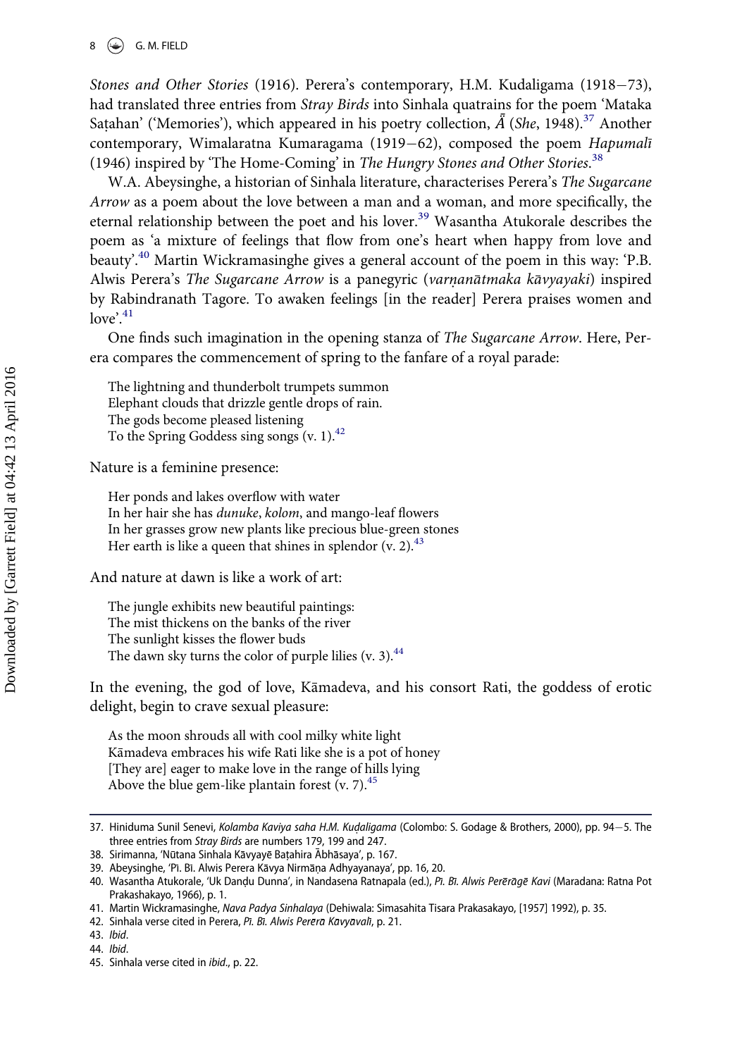*Stones and Other Stories* (1916). Perera's contemporary, H.M. Kudaligama (1918−73), had translated three entries from *Stray Birds* into Sinhala quatrains for the poem 'Mataka Saṭahan' ('Memories'), which appeared in his poetry collection, *Ā̆* (*She*, 1948).[37] Another contemporary, Wimalaratna Kumaragama (1919−62), composed the poem *Hapumalī* (1946) inspired by 'The Home-Coming' in *The Hungry Stones and Other Stories*.[38]

W.A. Abeysinghe, a historian of Sinhala literature, characterises Perera's *The Sugarcane Arrow* as a poem about the love between a man and a woman, and more specifically, the eternal relationship between the poet and his lover.[39] Wasantha Atukorale describes the poem as 'a mixture of feelings that flow from one's heart when happy from love and beauty'.[40] Martin Wickramasinghe gives a general account of the poem in this way: 'P.B. Alwis Perera's *The Sugarcane Arrow* is a panegyric (*varṇanātmaka kāvyayaki*) inspired by Rabindranath Tagore. To awaken feelings [in the reader] Perera praises women and love'.[41]

One finds such imagination in the opening stanza of *The Sugarcane Arrow*. Here, Perera compares the commencement of spring to the fanfare of a royal parade:

> The lightning and thunderbolt trumpets summon
> Elephant clouds that drizzle gentle drops of rain.
> The gods become pleased listening
> To the Spring Goddess sing songs (v. 1).[42]

Nature is a feminine presence:

> Her ponds and lakes overflow with water
> In her hair she has *dunuke*, *kolom*, and mango-leaf flowers
> In her grasses grow new plants like precious blue-green stones
> Her earth is like a queen that shines in splendor (v. 2).[43]

And nature at dawn is like a work of art:

> The jungle exhibits new beautiful paintings:
> The mist thickens on the banks of the river
> The sunlight kisses the flower buds
> The dawn sky turns the color of purple lilies (v. 3).[44]

In the evening, the god of love, Kāmadeva, and his consort Rati, the goddess of erotic delight, begin to crave sexual pleasure:

> As the moon shrouds all with cool milky white light
> Kāmadeva embraces his wife Rati like she is a pot of honey
> [They are] eager to make love in the range of hills lying
> Above the blue gem-like plantain forest (v. 7).[45]

---

37. Hiniduma Sunil Senevi, *Kolamba Kaviya saha H.M. Kuḍaligama* (Colombo: S. Godage & Brothers, 2000), pp. 94−5. The three entries from *Stray Birds* are numbers 179, 199 and 247.
38. Sirimanna, 'Nūtana Sinhala Kāvyayē Baṭahira Ābhāsaya', p. 167.
39. Abeysinghe, 'Pī. Bī. Alwis Perera Kāvya Nirmāṇa Adhyayanaya', pp. 16, 20.
40. Wasantha Atukorale, 'Uk Danḍu Dunna', in Nandasena Ratnapala (ed.), *Pī. Bī. Alwis Perērāgē Kavi* (Maradana: Ratna Pot Prakashakayo, 1966), p. 1.
41. Martin Wickramasinghe, *Nava Padya Sinhalaya* (Dehiwala: Simasahita Tisara Prakasakayo, [1957] 1992), p. 35.
42. Sinhala verse cited in Perera, *Pī. Bī. Alwis Perera Kavyavalī*, p. 21.
43. *Ibid*.
44. *Ibid*.
45. Sinhala verse cited in *ibid*., p. 22.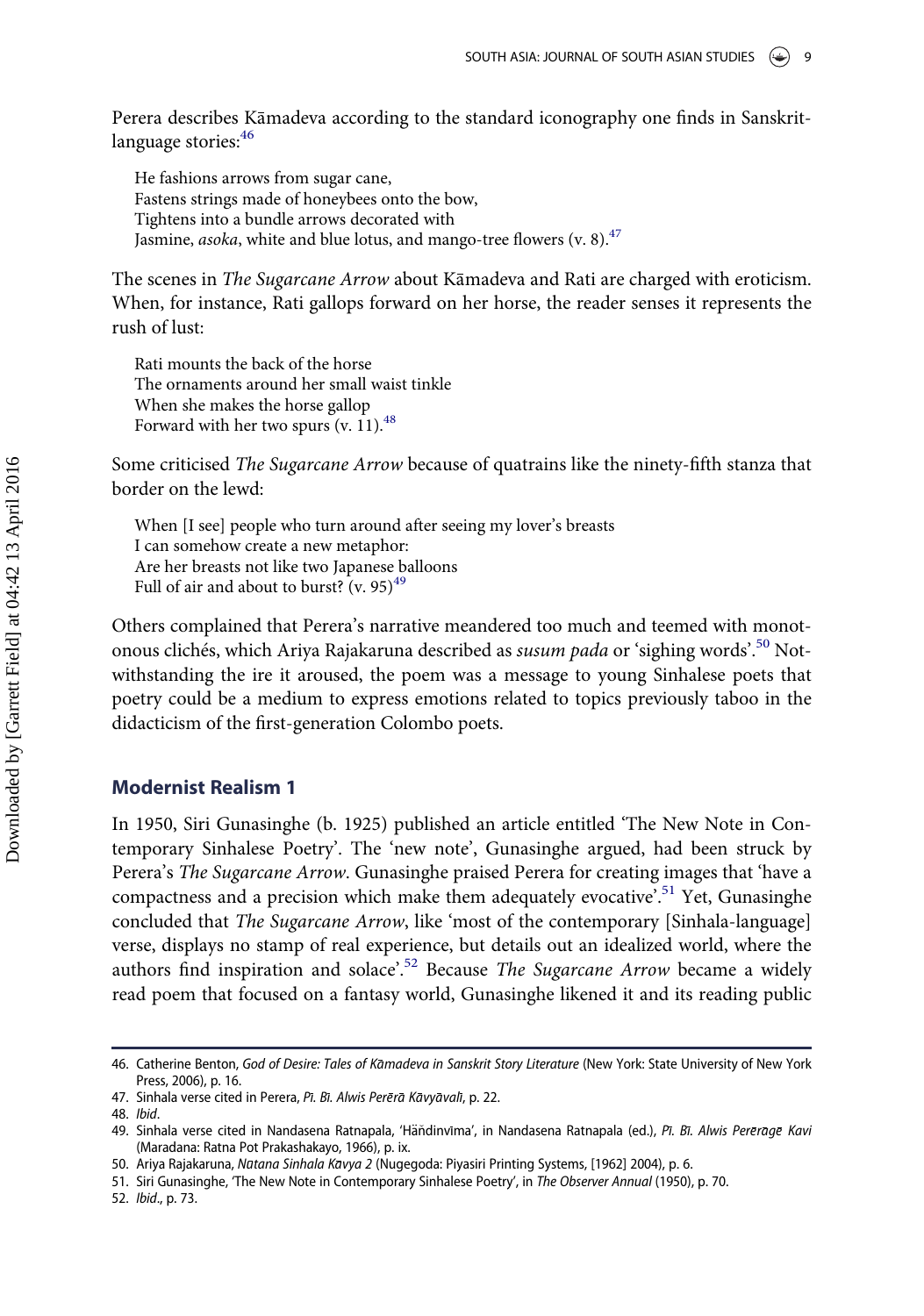Perera describes Kāmadeva according to the standard iconography one finds in Sanskrit-language stories:[46]

> He fashions arrows from sugar cane,
> Fastens strings made of honeybees onto the bow,
> Tightens into a bundle arrows decorated with
> Jasmine, *asoka*, white and blue lotus, and mango-tree flowers (v. 8).[47]

The scenes in *The Sugarcane Arrow* about Kāmadeva and Rati are charged with eroticism. When, for instance, Rati gallops forward on her horse, the reader senses it represents the rush of lust:

> Rati mounts the back of the horse
> The ornaments around her small waist tinkle
> When she makes the horse gallop
> Forward with her two spurs (v. 11).[48]

Some criticised *The Sugarcane Arrow* because of quatrains like the ninety-fifth stanza that border on the lewd:

> When [I see] people who turn around after seeing my lover's breasts
> I can somehow create a new metaphor:
> Are her breasts not like two Japanese balloons
> Full of air and about to burst? (v. 95)[49]

Others complained that Perera's narrative meandered too much and teemed with monotonous clichés, which Ariya Rajakaruna described as *susum pada* or 'sighing words'.[50] Notwithstanding the ire it aroused, the poem was a message to young Sinhalese poets that poetry could be a medium to express emotions related to topics previously taboo in the didacticism of the first-generation Colombo poets.

## Modernist Realism 1

In 1950, Siri Gunasinghe (b. 1925) published an article entitled 'The New Note in Contemporary Sinhalese Poetry'. The 'new note', Gunasinghe argued, had been struck by Perera's *The Sugarcane Arrow*. Gunasinghe praised Perera for creating images that 'have a compactness and a precision which make them adequately evocative'.[51] Yet, Gunasinghe concluded that *The Sugarcane Arrow*, like 'most of the contemporary [Sinhala-language] verse, displays no stamp of real experience, but details out an idealized world, where the authors find inspiration and solace'.[52] Because *The Sugarcane Arrow* became a widely read poem that focused on a fantasy world, Gunasinghe likened it and its reading public

---

46. Catherine Benton, *God of Desire: Tales of Kāmadeva in Sanskrit Story Literature* (New York: State University of New York Press, 2006), p. 16.
47. Sinhala verse cited in Perera, *Pī. Bī. Alwis Perērā Kāvyāvalī*, p. 22.
48. *Ibid*.
49. Sinhala verse cited in Nandasena Ratnapala, 'Hǟn̆dinvīma', in Nandasena Ratnapala (ed.), *Pī. Bī. Alwis Perērāgē Kavi* (Maradana: Ratna Pot Prakashakayo, 1966), p. ix.
50. Ariya Rajakaruna, *Nūtana Sinhala Kāvya 2* (Nugegoda: Piyasiri Printing Systems, [1962] 2004), p. 6.
51. Siri Gunasinghe, 'The New Note in Contemporary Sinhalese Poetry', in *The Observer Annual* (1950), p. 70.
52. *Ibid*., p. 73.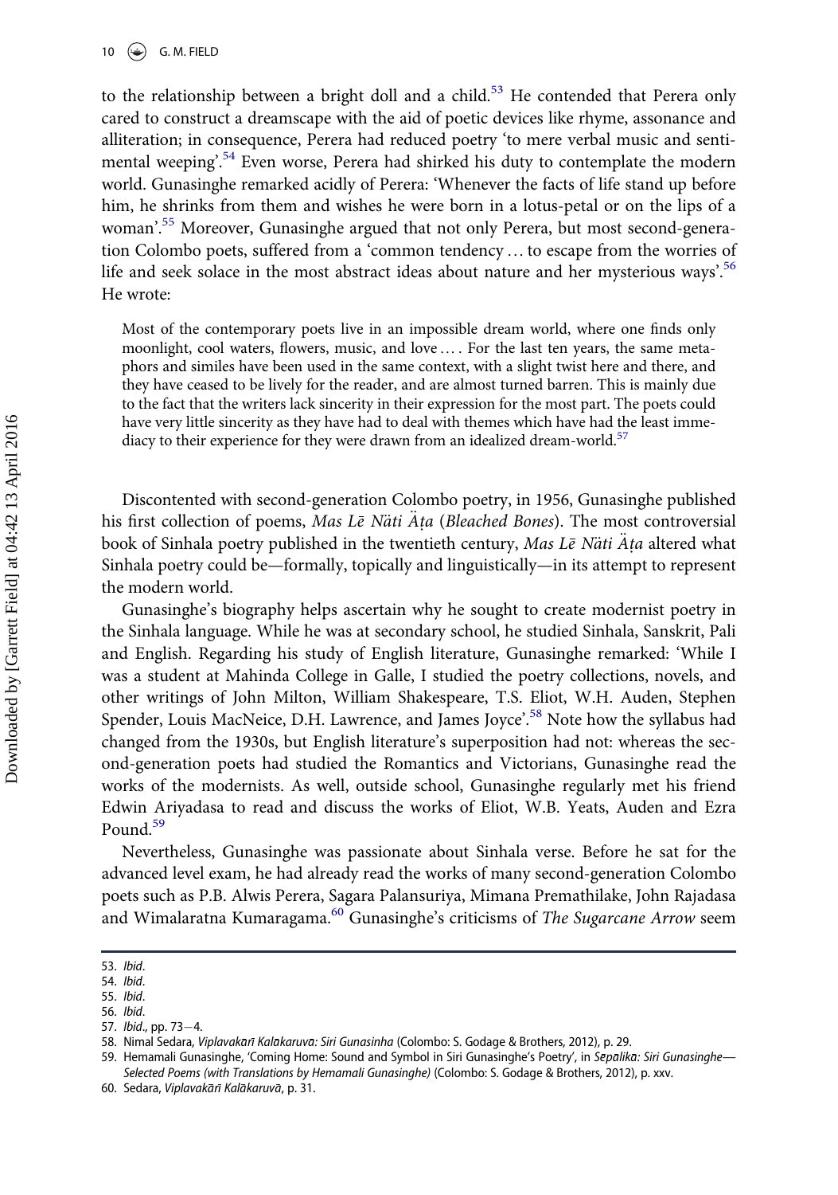to the relationship between a bright doll and a child.[53] He contended that Perera only cared to construct a dreamscape with the aid of poetic devices like rhyme, assonance and alliteration; in consequence, Perera had reduced poetry 'to mere verbal music and sentimental weeping'.[54] Even worse, Perera had shirked his duty to contemplate the modern world. Gunasinghe remarked acidly of Perera: 'Whenever the facts of life stand up before him, he shrinks from them and wishes he were born in a lotus-petal or on the lips of a woman'.[55] Moreover, Gunasinghe argued that not only Perera, but most second-generation Colombo poets, suffered from a 'common tendency … to escape from the worries of life and seek solace in the most abstract ideas about nature and her mysterious ways'.[56] He wrote:

> Most of the contemporary poets live in an impossible dream world, where one finds only moonlight, cool waters, flowers, music, and love … . For the last ten years, the same metaphors and similes have been used in the same context, with a slight twist here and there, and they have ceased to be lively for the reader, and are almost turned barren. This is mainly due to the fact that the writers lack sincerity in their expression for the most part. The poets could have very little sincerity as they have had to deal with themes which have had the least immediacy to their experience for they were drawn from an idealized dream-world.[57]

Discontented with second-generation Colombo poetry, in 1956, Gunasinghe published his first collection of poems, *Mas Lē Näti Äṭa* (*Bleached Bones*). The most controversial book of Sinhala poetry published in the twentieth century, *Mas Lē Näti Äṭa* altered what Sinhala poetry could be—formally, topically and linguistically—in its attempt to represent the modern world.

Gunasinghe's biography helps ascertain why he sought to create modernist poetry in the Sinhala language. While he was at secondary school, he studied Sinhala, Sanskrit, Pali and English. Regarding his study of English literature, Gunasinghe remarked: 'While I was a student at Mahinda College in Galle, I studied the poetry collections, novels, and other writings of John Milton, William Shakespeare, T.S. Eliot, W.H. Auden, Stephen Spender, Louis MacNeice, D.H. Lawrence, and James Joyce'.[58] Note how the syllabus had changed from the 1930s, but English literature's superposition had not: whereas the second-generation poets had studied the Romantics and Victorians, Gunasinghe read the works of the modernists. As well, outside school, Gunasinghe regularly met his friend Edwin Ariyadasa to read and discuss the works of Eliot, W.B. Yeats, Auden and Ezra Pound.[59]

Nevertheless, Gunasinghe was passionate about Sinhala verse. Before he sat for the advanced level exam, he had already read the works of many second-generation Colombo poets such as P.B. Alwis Perera, Sagara Palansuriya, Mimana Premathilake, John Rajadasa and Wimalaratna Kumaragama.[60] Gunasinghe's criticisms of *The Sugarcane Arrow* seem

53. *Ibid*.
54. *Ibid*.
55. *Ibid*.
56. *Ibid*.
57. *Ibid*., pp. 73–4.
58. Nimal Sedara, *Viplavakārī Kalākaruvā: Siri Gunasinha* (Colombo: S. Godage & Brothers, 2012), p. 29.
59. Hemamali Gunasinghe, 'Coming Home: Sound and Symbol in Siri Gunasinghe's Poetry', in *Sepālika: Siri Gunasinghe—Selected Poems (with Translations by Hemamali Gunasinghe)* (Colombo: S. Godage & Brothers, 2012), p. xxv.
60. Sedara, *Viplavakārī Kalākaruvā*, p. 31.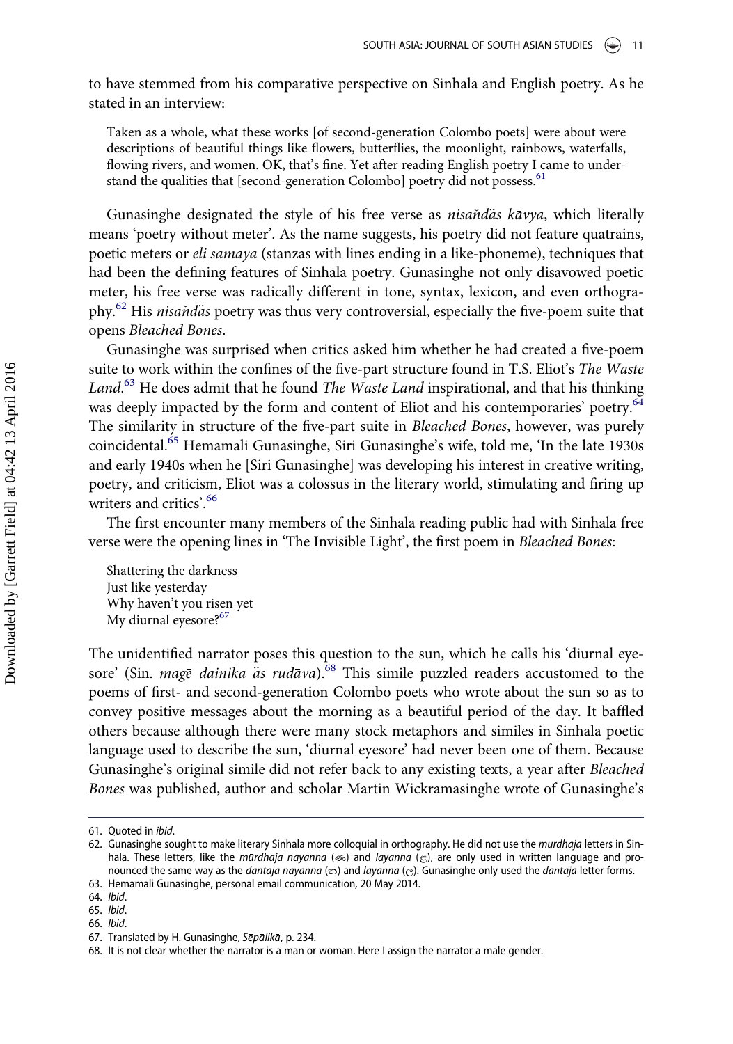to have stemmed from his comparative perspective on Sinhala and English poetry. As he stated in an interview:

> Taken as a whole, what these works [of second-generation Colombo poets] were about were descriptions of beautiful things like flowers, butterflies, the moonlight, rainbows, waterfalls, flowing rivers, and women. OK, that's fine. Yet after reading English poetry I came to understand the qualities that [second-generation Colombo] poetry did not possess.[61]

Gunasinghe designated the style of his free verse as *nisaňdäs kāvya*, which literally means 'poetry without meter'. As the name suggests, his poetry did not feature quatrains, poetic meters or *eli samaya* (stanzas with lines ending in a like-phoneme), techniques that had been the defining features of Sinhala poetry. Gunasinghe not only disavowed poetic meter, his free verse was radically different in tone, syntax, lexicon, and even orthography.[62] His *nisaňdäs* poetry was thus very controversial, especially the five-poem suite that opens *Bleached Bones*.

Gunasinghe was surprised when critics asked him whether he had created a five-poem suite to work within the confines of the five-part structure found in T.S. Eliot's *The Waste Land*.[63] He does admit that he found *The Waste Land* inspirational, and that his thinking was deeply impacted by the form and content of Eliot and his contemporaries' poetry.[64] The similarity in structure of the five-part suite in *Bleached Bones*, however, was purely coincidental.[65] Hemamali Gunasinghe, Siri Gunasinghe's wife, told me, 'In the late 1930s and early 1940s when he [Siri Gunasinghe] was developing his interest in creative writing, poetry, and criticism, Eliot was a colossus in the literary world, stimulating and firing up writers and critics'.[66]

The first encounter many members of the Sinhala reading public had with Sinhala free verse were the opening lines in 'The Invisible Light', the first poem in *Bleached Bones*:

> Shattering the darkness
> Just like yesterday
> Why haven't you risen yet
> My diurnal eyesore?[67]

The unidentified narrator poses this question to the sun, which he calls his 'diurnal eyesore' (Sin. *magē dainika äs rudāva*).[68] This simile puzzled readers accustomed to the poems of first- and second-generation Colombo poets who wrote about the sun so as to convey positive messages about the morning as a beautiful period of the day. It baffled others because although there were many stock metaphors and similes in Sinhala poetic language used to describe the sun, 'diurnal eyesore' had never been one of them. Because Gunasinghe's original simile did not refer back to any existing texts, a year after *Bleached Bones* was published, author and scholar Martin Wickramasinghe wrote of Gunasinghe's

---

61. Quoted in *ibid*.
62. Gunasinghe sought to make literary Sinhala more colloquial in orthography. He did not use the *murdhaja* letters in Sinhala. These letters, like the *mūrdhaja nayanna* (ණ) and *layanna* (ළ), are only used in written language and pronounced the same way as the *dantaja nayanna* (න) and *layanna* (ල). Gunasinghe only used the *dantaja* letter forms.
63. Hemamali Gunasinghe, personal email communication, 20 May 2014.
64. *Ibid*.
65. *Ibid*.
66. *Ibid*.
67. Translated by H. Gunasinghe, *Sēpālikā*, p. 234.
68. It is not clear whether the narrator is a man or woman. Here I assign the narrator a male gender.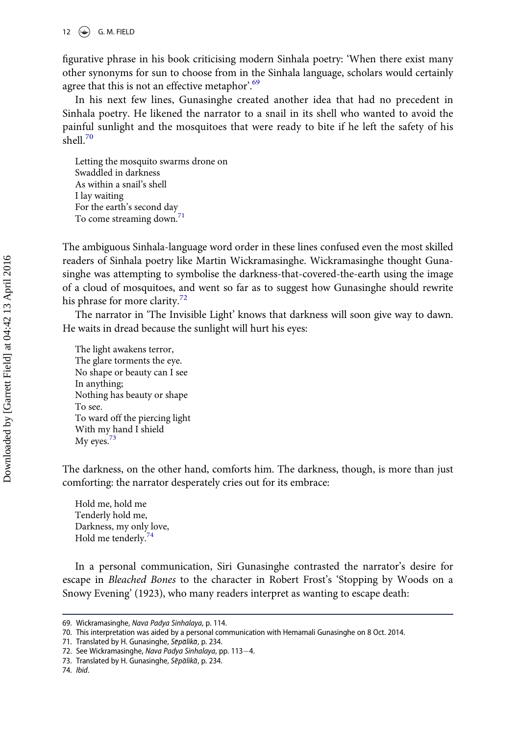figurative phrase in his book criticising modern Sinhala poetry: 'When there exist many other synonyms for sun to choose from in the Sinhala language, scholars would certainly agree that this is not an effective metaphor'.[69]

In his next few lines, Gunasinghe created another idea that had no precedent in Sinhala poetry. He likened the narrator to a snail in its shell who wanted to avoid the painful sunlight and the mosquitoes that were ready to bite if he left the safety of his shell.[70]

> Letting the mosquito swarms drone on  
> Swaddled in darkness  
> As within a snail's shell  
> I lay waiting  
> For the earth's second day  
> To come streaming down.[71]

The ambiguous Sinhala-language word order in these lines confused even the most skilled readers of Sinhala poetry like Martin Wickramasinghe. Wickramasinghe thought Gunasinghe was attempting to symbolise the darkness-that-covered-the-earth using the image of a cloud of mosquitoes, and went so far as to suggest how Gunasinghe should rewrite his phrase for more clarity.[72]

The narrator in 'The Invisible Light' knows that darkness will soon give way to dawn. He waits in dread because the sunlight will hurt his eyes:

> The light awakens terror,  
> The glare torments the eye.  
> No shape or beauty can I see  
> In anything;  
> Nothing has beauty or shape  
> To see.  
> To ward off the piercing light  
> With my hand I shield  
> My eyes.[73]

The darkness, on the other hand, comforts him. The darkness, though, is more than just comforting: the narrator desperately cries out for its embrace:

> Hold me, hold me  
> Tenderly hold me,  
> Darkness, my only love,  
> Hold me tenderly.[74]

In a personal communication, Siri Gunasinghe contrasted the narrator's desire for escape in *Bleached Bones* to the character in Robert Frost's 'Stopping by Woods on a Snowy Evening' (1923), who many readers interpret as wanting to escape death:

---

69. Wickramasinghe, *Nava Padya Sinhalaya*, p. 114.
70. This interpretation was aided by a personal communication with Hemamali Gunasinghe on 8 Oct. 2014.
71. Translated by H. Gunasinghe, *Sēpalikā*, p. 234.
72. See Wickramasinghe, *Nava Padya Sinhalaya*, pp. 113–4.
73. Translated by H. Gunasinghe, *Sēpālikā*, p. 234.
74. *Ibid*.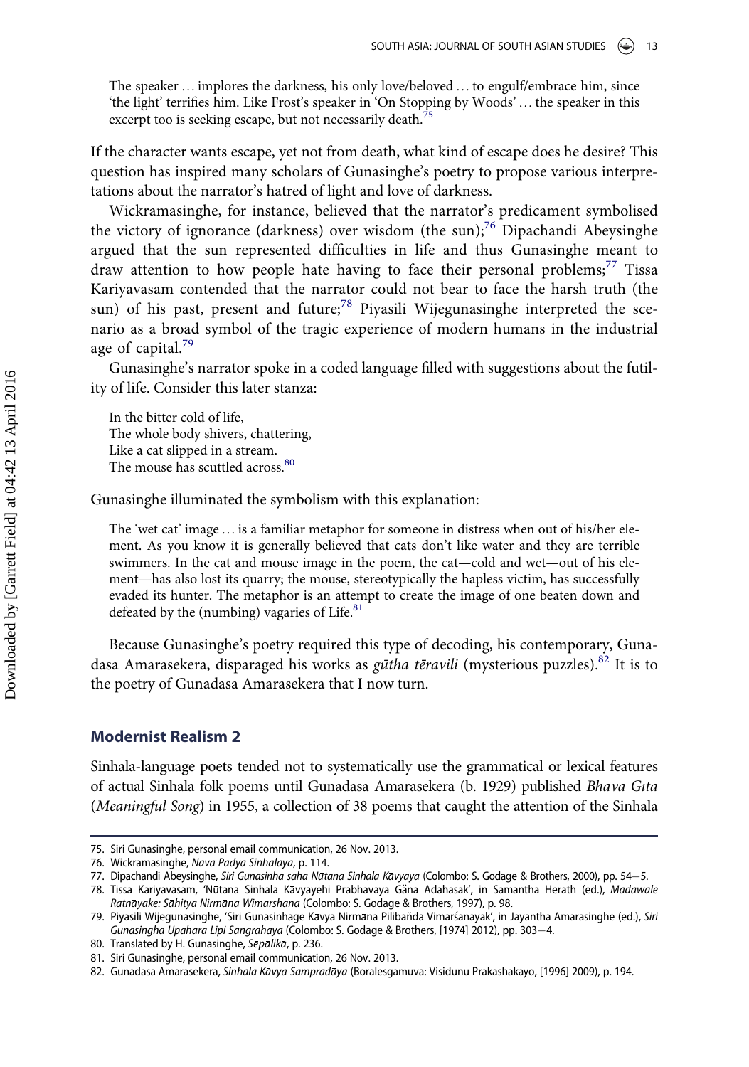> The speaker … implores the darkness, his only love/beloved … to engulf/embrace him, since 'the light' terrifies him. Like Frost's speaker in 'On Stopping by Woods' … the speaker in this excerpt too is seeking escape, but not necessarily death.[75]

If the character wants escape, yet not from death, what kind of escape does he desire? This question has inspired many scholars of Gunasinghe's poetry to propose various interpretations about the narrator's hatred of light and love of darkness.

Wickramasinghe, for instance, believed that the narrator's predicament symbolised the victory of ignorance (darkness) over wisdom (the sun);[76] Dipachandi Abeysinghe argued that the sun represented difficulties in life and thus Gunasinghe meant to draw attention to how people hate having to face their personal problems;[77] Tissa Kariyavasam contended that the narrator could not bear to face the harsh truth (the sun) of his past, present and future;[78] Piyasili Wijegunasinghe interpreted the scenario as a broad symbol of the tragic experience of modern humans in the industrial age of capital.[79]

Gunasinghe's narrator spoke in a coded language filled with suggestions about the futility of life. Consider this later stanza:

> In the bitter cold of life,  
> The whole body shivers, chattering,  
> Like a cat slipped in a stream.  
> The mouse has scuttled across.[80]

Gunasinghe illuminated the symbolism with this explanation:

> The 'wet cat' image … is a familiar metaphor for someone in distress when out of his/her element. As you know it is generally believed that cats don't like water and they are terrible swimmers. In the cat and mouse image in the poem, the cat—cold and wet—out of his element—has also lost its quarry; the mouse, stereotypically the hapless victim, has successfully evaded its hunter. The metaphor is an attempt to create the image of one beaten down and defeated by the (numbing) vagaries of Life.[81]

Because Gunasinghe's poetry required this type of decoding, his contemporary, Gunadasa Amarasekera, disparaged his works as *gūtha tēravili* (mysterious puzzles).[82] It is to the poetry of Gunadasa Amarasekera that I now turn.

## Modernist Realism 2

Sinhala-language poets tended not to systematically use the grammatical or lexical features of actual Sinhala folk poems until Gunadasa Amarasekera (b. 1929) published *Bhāva Gīta* (*Meaningful Song*) in 1955, a collection of 38 poems that caught the attention of the Sinhala

---

75. Siri Gunasinghe, personal email communication, 26 Nov. 2013.
76. Wickramasinghe, *Nava Padya Sinhalaya*, p. 114.
77. Dipachandi Abeysinghe, *Siri Gunasinha saha Nūtana Sinhala Kāvyaya* (Colombo: S. Godage & Brothers, 2000), pp. 54−5.
78. Tissa Kariyavasam, 'Nūtana Sinhala Kāvyayehi Prabhavaya Gäna Adahasak', in Samantha Herath (ed.), *Madawale Ratnāyake: Sāhitya Nirmāna Wimarshana* (Colombo: S. Godage & Brothers, 1997), p. 98.
79. Piyasili Wijegunasinghe, 'Siri Gunasinhage Kāvya Nirmāna Pilibaňda Vimarśanayak', in Jayantha Amarasinghe (ed.), *Siri Gunasingha Upahāra Lipi Sangrahaya* (Colombo: S. Godage & Brothers, [1974] 2012), pp. 303−4.
80. Translated by H. Gunasinghe, *Sepālikā*, p. 236.
81. Siri Gunasinghe, personal email communication, 26 Nov. 2013.
82. Gunadasa Amarasekera, *Sinhala Kāvya Sampradāya* (Boralesgamuva: Visidunu Prakashakayo, [1996] 2009), p. 194.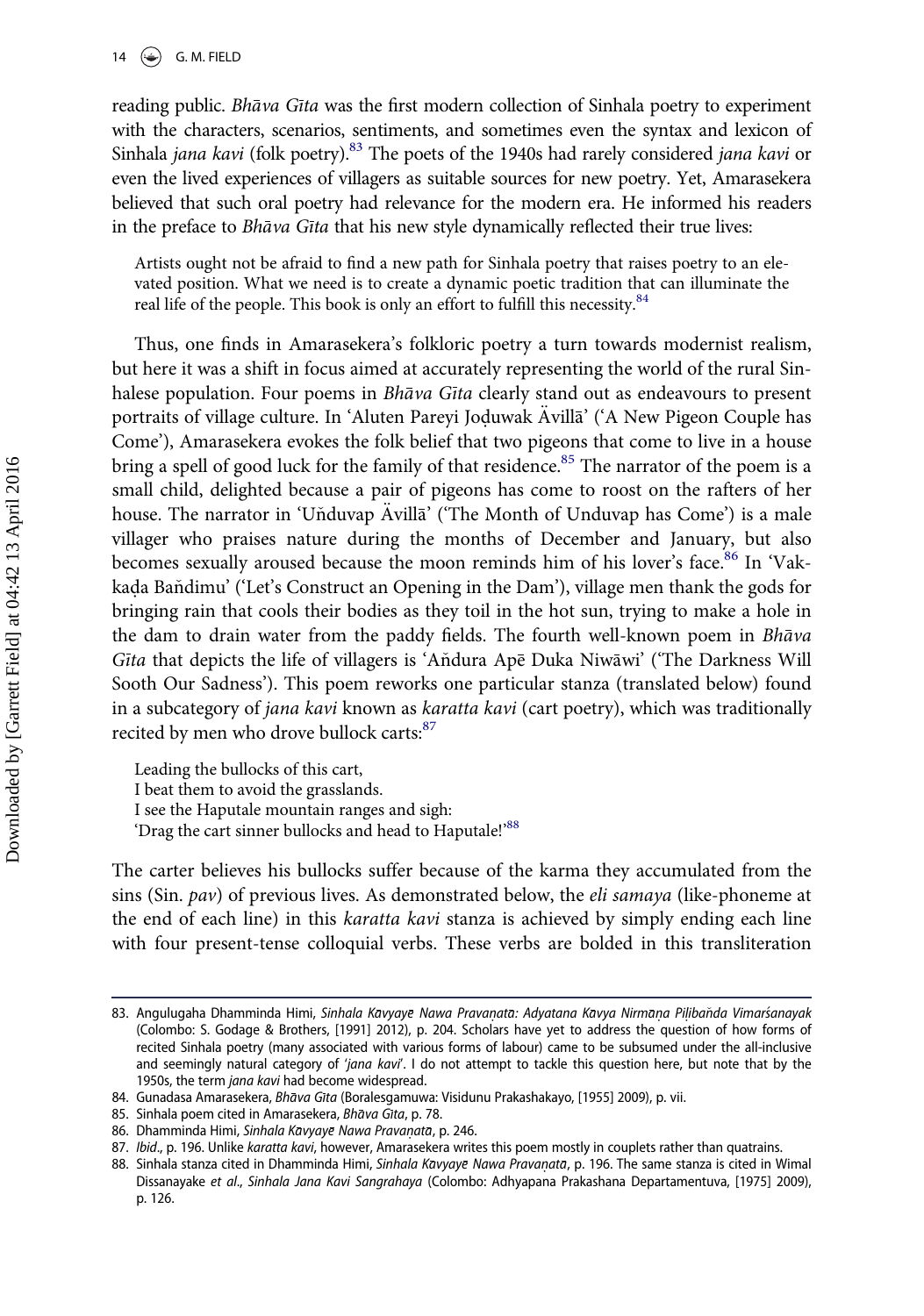reading public. *Bhāva Gīta* was the first modern collection of Sinhala poetry to experiment with the characters, scenarios, sentiments, and sometimes even the syntax and lexicon of Sinhala *jana kavi* (folk poetry).[83] The poets of the 1940s had rarely considered *jana kavi* or even the lived experiences of villagers as suitable sources for new poetry. Yet, Amarasekera believed that such oral poetry had relevance for the modern era. He informed his readers in the preface to *Bhāva Gīta* that his new style dynamically reflected their true lives:

> Artists ought not be afraid to find a new path for Sinhala poetry that raises poetry to an elevated position. What we need is to create a dynamic poetic tradition that can illuminate the real life of the people. This book is only an effort to fulfill this necessity.[84]

Thus, one finds in Amarasekera's folkloric poetry a turn towards modernist realism, but here it was a shift in focus aimed at accurately representing the world of the rural Sinhalese population. Four poems in *Bhāva Gīta* clearly stand out as endeavours to present portraits of village culture. In 'Aluten Pareyi Joḍuwak Ävillā' ('A New Pigeon Couple has Come'), Amarasekera evokes the folk belief that two pigeons that come to live in a house bring a spell of good luck for the family of that residence.[85] The narrator of the poem is a small child, delighted because a pair of pigeons has come to roost on the rafters of her house. The narrator in 'Uňduvap Ävillā' ('The Month of Unduvap has Come') is a male villager who praises nature during the months of December and January, but also becomes sexually aroused because the moon reminds him of his lover's face.[86] In 'Vakkaḍa Baňdimu' ('Let's Construct an Opening in the Dam'), village men thank the gods for bringing rain that cools their bodies as they toil in the hot sun, trying to make a hole in the dam to drain water from the paddy fields. The fourth well-known poem in *Bhāva Gīta* that depicts the life of villagers is 'Aňdura Apē Duka Niwāwi' ('The Darkness Will Sooth Our Sadness'). This poem reworks one particular stanza (translated below) found in a subcategory of *jana kavi* known as *karatta kavi* (cart poetry), which was traditionally recited by men who drove bullock carts:[87]

> Leading the bullocks of this cart,
> I beat them to avoid the grasslands.
> I see the Haputale mountain ranges and sigh:
> 'Drag the cart sinner bullocks and head to Haputale!'[88]

The carter believes his bullocks suffer because of the karma they accumulated from the sins (Sin. *pav*) of previous lives. As demonstrated below, the *eli samaya* (like-phoneme at the end of each line) in this *karatta kavi* stanza is achieved by simply ending each line with four present-tense colloquial verbs. These verbs are bolded in this transliteration

---

83. Angulugaha Dhamminda Himi, *Sinhala Kāvyayē Nawa Pravaṇatā: Adyatana Kāvya Nirmāṇa Piḷibaňda Vimarśanayak* (Colombo: S. Godage & Brothers, [1991] 2012), p. 204. Scholars have yet to address the question of how forms of recited Sinhala poetry (many associated with various forms of labour) came to be subsumed under the all-inclusive and seemingly natural category of '*jana kavi*'. I do not attempt to tackle this question here, but note that by the 1950s, the term *jana kavi* had become widespread.
84. Gunadasa Amarasekera, *Bhāva Gīta* (Boralesgamuwa: Visidunu Prakashakayo, [1955] 2009), p. vii.
85. Sinhala poem cited in Amarasekera, *Bhāva Gīta*, p. 78.
86. Dhamminda Himi, *Sinhala Kāvyayē Nawa Pravaṇatā*, p. 246.
87. *Ibid*., p. 196. Unlike *karatta kavi*, however, Amarasekera writes this poem mostly in couplets rather than quatrains.
88. Sinhala stanza cited in Dhamminda Himi, *Sinhala Kāvyayē Nawa Pravaṇatā*, p. 196. The same stanza is cited in Wimal Dissanayake *et al*., *Sinhala Jana Kavi Sangrahaya* (Colombo: Adhyapana Prakashana Departamentuva, [1975] 2009), p. 126.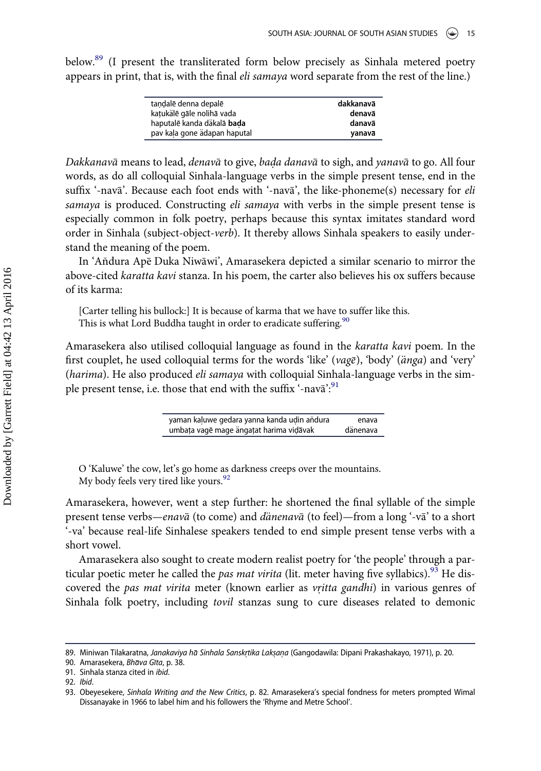below.[89] (I present the transliterated form below precisely as Sinhala metered poetry appears in print, that is, with the final *eli samaya* word separate from the rest of the line.)

| | |
|---|---|
| taṇḍalē denna depalē | **dakkanavā** |
| kaṭukälē gāle nolihā vada | **denavā** |
| haputalē kanda däkalā **baḍa** | **danavā** |
| pav kaḷa gone ädapan haputal | **yanavā** |

*Dakkanavā* means to lead, *denavā* to give, *baḍa danavā* to sigh, and *yanavā* to go. All four words, as do all colloquial Sinhala-language verbs in the simple present tense, end in the suffix '-navā'. Because each foot ends with '-navā', the like-phoneme(s) necessary for *eli samaya* is produced. Constructing *eli samaya* with verbs in the simple present tense is especially common in folk poetry, perhaps because this syntax imitates standard word order in Sinhala (subject-object-*verb*). It thereby allows Sinhala speakers to easily understand the meaning of the poem.

In 'Aňdura Apē Duka Niwāwi', Amarasekera depicted a similar scenario to mirror the above-cited *karatta kavi* stanza. In his poem, the carter also believes his ox suffers because of its karma:

> [Carter telling his bullock:] It is because of karma that we have to suffer like this.
> This is what Lord Buddha taught in order to eradicate suffering.[90]

Amarasekera also utilised colloquial language as found in the *karatta kavi* poem. In the first couplet, he used colloquial terms for the words 'like' (*vagē*), 'body' (*änga*) and 'very' (*harima*). He also produced *eli samaya* with colloquial Sinhala-language verbs in the simple present tense, i.e. those that end with the suffix '-navā':[91]

| | |
|---|---|
| yaman kaḷuwe gedara yanna kanda uḍin aňdura | enava |
| umbaṭa vagē mage ängaṭat harima viḍāvak | dänenava |

> O 'Kaluwe' the cow, let's go home as darkness creeps over the mountains.
> My body feels very tired like yours.[92]

Amarasekera, however, went a step further: he shortened the final syllable of the simple present tense verbs—*enavā* (to come) and *dänenavā* (to feel)—from a long '-vā' to a short '-va' because real-life Sinhalese speakers tended to end simple present tense verbs with a short vowel.

Amarasekera also sought to create modern realist poetry for 'the people' through a particular poetic meter he called the *pas mat virita* (lit. meter having five syllabics).[93] He discovered the *pas mat virita* meter (known earlier as *vṛitta gandhi*) in various genres of Sinhala folk poetry, including *tovil* stanzas sung to cure diseases related to demonic

89. Miniwan Tilakaratna, *Janakaviya hā Sinhala Sanskṛtika Lakṣaṇa* (Gangodawila: Dipani Prakashakayo, 1971), p. 20.

90. Amarasekera, *Bhāva Gīta*, p. 38.

91. Sinhala stanza cited in *ibid*.

92. *Ibid*.

93. Obeyesekere, *Sinhala Writing and the New Critics*, p. 82. Amarasekera's special fondness for meters prompted Wimal Dissanayake in 1966 to label him and his followers the 'Rhyme and Metre School'.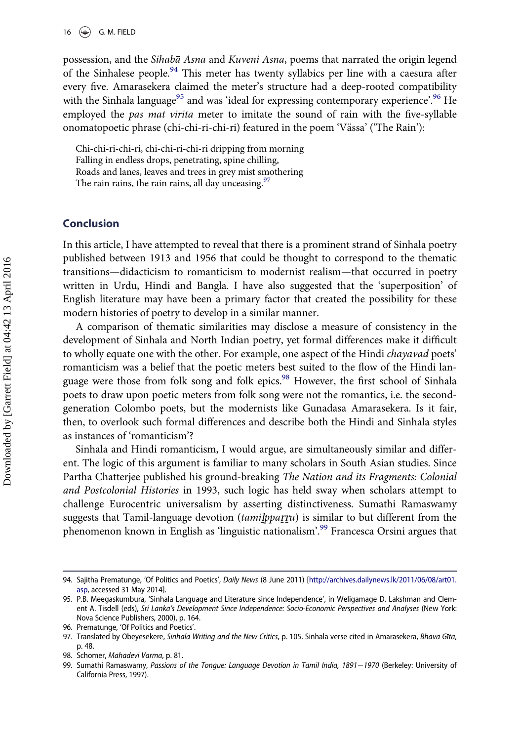possession, and the *Sihabā Asna* and *Kuveni Asna*, poems that narrated the origin legend of the Sinhalese people.[94] This meter has twenty syllabics per line with a caesura after every five. Amarasekera claimed the meter's structure had a deep-rooted compatibility with the Sinhala language[95] and was 'ideal for expressing contemporary experience'.[96] He employed the *pas mat virita* meter to imitate the sound of rain with the five-syllable onomatopoetic phrase (chi-chi-ri-chi-ri) featured in the poem 'Vässa' ('The Rain'):

> Chi-chi-ri-chi-ri, chi-chi-ri-chi-ri dripping from morning
> Falling in endless drops, penetrating, spine chilling,
> Roads and lanes, leaves and trees in grey mist smothering
> The rain rains, the rain rains, all day unceasing.[97]

## Conclusion

In this article, I have attempted to reveal that there is a prominent strand of Sinhala poetry published between 1913 and 1956 that could be thought to correspond to the thematic transitions—didacticism to romanticism to modernist realism—that occurred in poetry written in Urdu, Hindi and Bangla. I have also suggested that the 'superposition' of English literature may have been a primary factor that created the possibility for these modern histories of poetry to develop in a similar manner.

A comparison of thematic similarities may disclose a measure of consistency in the development of Sinhala and North Indian poetry, yet formal differences make it difficult to wholly equate one with the other. For example, one aspect of the Hindi *chāyāvād* poets' romanticism was a belief that the poetic meters best suited to the flow of the Hindi language were those from folk song and folk epics.[98] However, the first school of Sinhala poets to draw upon poetic meters from folk song were not the romantics, i.e. the second-generation Colombo poets, but the modernists like Gunadasa Amarasekera. Is it fair, then, to overlook such formal differences and describe both the Hindi and Sinhala styles as instances of 'romanticism'?

Sinhala and Hindi romanticism, I would argue, are simultaneously similar and different. The logic of this argument is familiar to many scholars in South Asian studies. Since Partha Chatterjee published his ground-breaking *The Nation and its Fragments: Colonial and Postcolonial Histories* in 1993, such logic has held sway when scholars attempt to challenge Eurocentric universalism by asserting distinctiveness. Sumathi Ramaswamy suggests that Tamil-language devotion (*tamiḻpparṟu*) is similar to but different from the phenomenon known in English as 'linguistic nationalism'.[99] Francesca Orsini argues that

---

94. Sajitha Prematunge, 'Of Politics and Poetics', *Daily News* (8 June 2011) [http://archives.dailynews.lk/2011/06/08/art01.asp, accessed 31 May 2014].
95. P.B. Meegaskumbura, 'Sinhala Language and Literature since Independence', in Weligamage D. Lakshman and Clement A. Tisdell (eds), *Sri Lanka's Development Since Independence: Socio-Economic Perspectives and Analyses* (New York: Nova Science Publishers, 2000), p. 164.
96. Prematunge, 'Of Politics and Poetics'.
97. Translated by Obeyesekere, *Sinhala Writing and the New Critics*, p. 105. Sinhala verse cited in Amarasekera, *Bhāva Gīta*, p. 48.
98. Schomer, *Mahadevi Varma*, p. 81.
99. Sumathi Ramaswamy, *Passions of the Tongue: Language Devotion in Tamil India, 1891–1970* (Berkeley: University of California Press, 1997).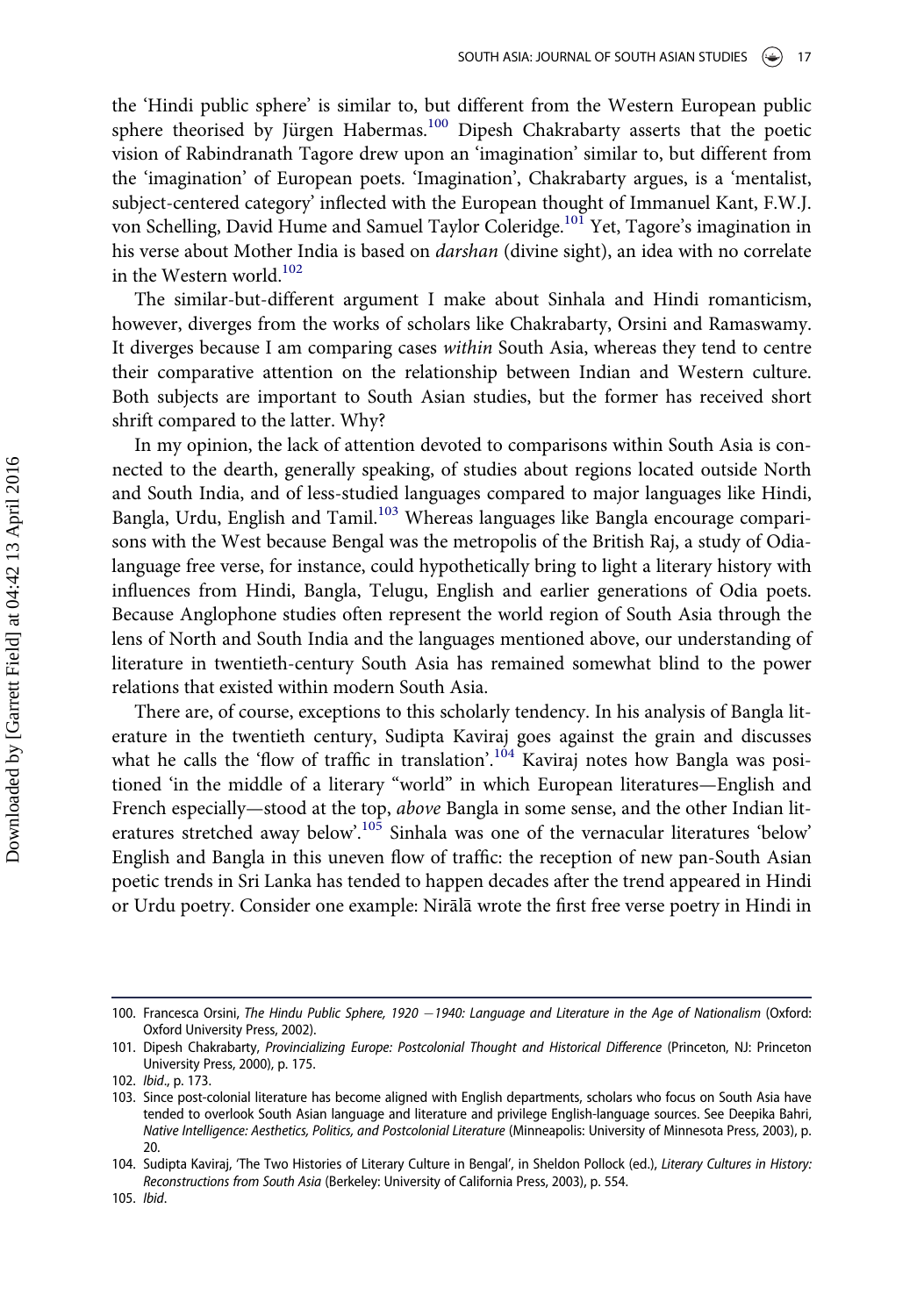the 'Hindi public sphere' is similar to, but different from the Western European public sphere theorised by Jürgen Habermas.[100] Dipesh Chakrabarty asserts that the poetic vision of Rabindranath Tagore drew upon an 'imagination' similar to, but different from the 'imagination' of European poets. 'Imagination', Chakrabarty argues, is a 'mentalist, subject-centered category' inflected with the European thought of Immanuel Kant, F.W.J. von Schelling, David Hume and Samuel Taylor Coleridge.[101] Yet, Tagore's imagination in his verse about Mother India is based on *darshan* (divine sight), an idea with no correlate in the Western world.[102]

The similar-but-different argument I make about Sinhala and Hindi romanticism, however, diverges from the works of scholars like Chakrabarty, Orsini and Ramaswamy. It diverges because I am comparing cases *within* South Asia, whereas they tend to centre their comparative attention on the relationship between Indian and Western culture. Both subjects are important to South Asian studies, but the former has received short shrift compared to the latter. Why?

In my opinion, the lack of attention devoted to comparisons within South Asia is connected to the dearth, generally speaking, of studies about regions located outside North and South India, and of less-studied languages compared to major languages like Hindi, Bangla, Urdu, English and Tamil.[103] Whereas languages like Bangla encourage comparisons with the West because Bengal was the metropolis of the British Raj, a study of Odia-language free verse, for instance, could hypothetically bring to light a literary history with influences from Hindi, Bangla, Telugu, English and earlier generations of Odia poets. Because Anglophone studies often represent the world region of South Asia through the lens of North and South India and the languages mentioned above, our understanding of literature in twentieth-century South Asia has remained somewhat blind to the power relations that existed within modern South Asia.

There are, of course, exceptions to this scholarly tendency. In his analysis of Bangla literature in the twentieth century, Sudipta Kaviraj goes against the grain and discusses what he calls the 'flow of traffic in translation'.[104] Kaviraj notes how Bangla was positioned 'in the middle of a literary "world" in which European literatures—English and French especially—stood at the top, *above* Bangla in some sense, and the other Indian literatures stretched away below'.[105] Sinhala was one of the vernacular literatures 'below' English and Bangla in this uneven flow of traffic: the reception of new pan-South Asian poetic trends in Sri Lanka has tended to happen decades after the trend appeared in Hindi or Urdu poetry. Consider one example: Nirālā wrote the first free verse poetry in Hindi in

100. Francesca Orsini, *The Hindu Public Sphere, 1920 —1940: Language and Literature in the Age of Nationalism* (Oxford: Oxford University Press, 2002).

101. Dipesh Chakrabarty, *Provincializing Europe: Postcolonial Thought and Historical Difference* (Princeton, NJ: Princeton University Press, 2000), p. 175.

102. *Ibid*., p. 173.

103. Since post-colonial literature has become aligned with English departments, scholars who focus on South Asia have tended to overlook South Asian language and literature and privilege English-language sources. See Deepika Bahri, *Native Intelligence: Aesthetics, Politics, and Postcolonial Literature* (Minneapolis: University of Minnesota Press, 2003), p. 20.

104. Sudipta Kaviraj, 'The Two Histories of Literary Culture in Bengal', in Sheldon Pollock (ed.), *Literary Cultures in History: Reconstructions from South Asia* (Berkeley: University of California Press, 2003), p. 554.

105. *Ibid*.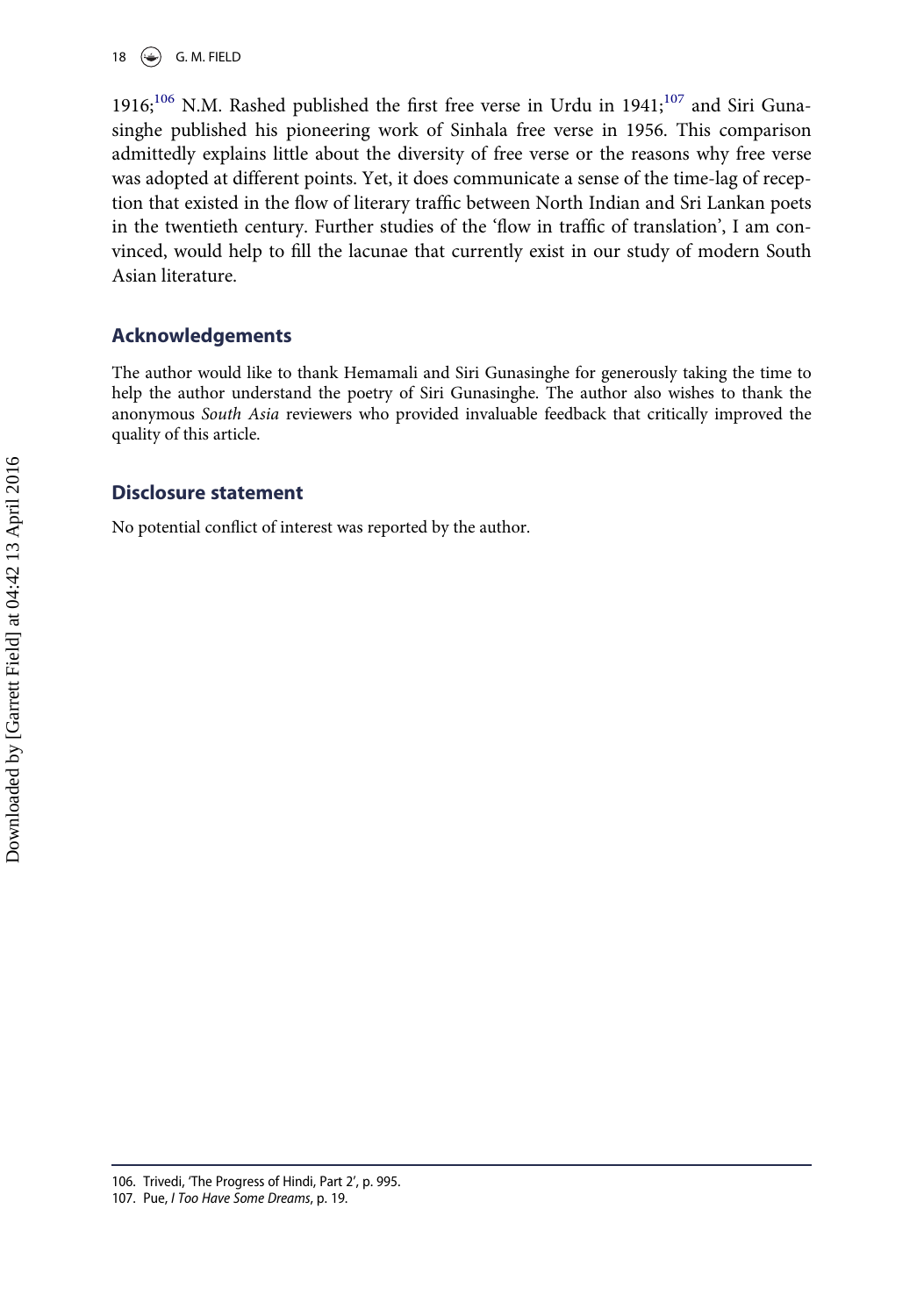1916;[106] N.M. Rashed published the first free verse in Urdu in 1941;[107] and Siri Gunasinghe published his pioneering work of Sinhala free verse in 1956. This comparison admittedly explains little about the diversity of free verse or the reasons why free verse was adopted at different points. Yet, it does communicate a sense of the time-lag of reception that existed in the flow of literary traffic between North Indian and Sri Lankan poets in the twentieth century. Further studies of the 'flow in traffic of translation', I am convinced, would help to fill the lacunae that currently exist in our study of modern South Asian literature.

## Acknowledgements

The author would like to thank Hemamali and Siri Gunasinghe for generously taking the time to help the author understand the poetry of Siri Gunasinghe. The author also wishes to thank the anonymous *South Asia* reviewers who provided invaluable feedback that critically improved the quality of this article.

## Disclosure statement

No potential conflict of interest was reported by the author.

106. Trivedi, 'The Progress of Hindi, Part 2', p. 995.
107. Pue, *I Too Have Some Dreams*, p. 19.